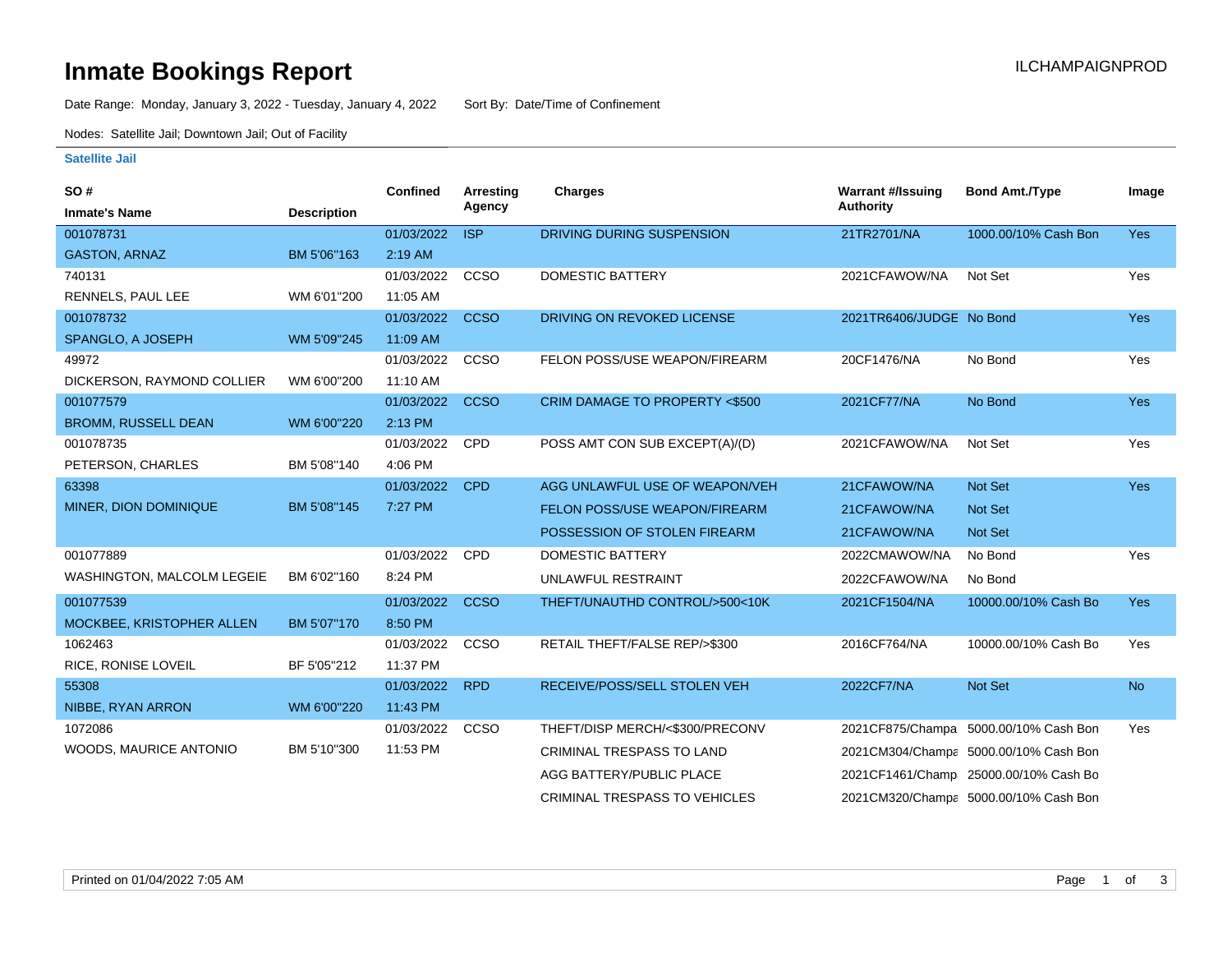# Inmate Bookings Report

ILCHAMPAIGNPROD

Date Range: Monday, January 3, 2022 - Tuesday, January 4, 2022    Sort By: Date/Time of Confinement

Nodes: Satellite Jail; Downtown Jail; Out of Facility

## Satellite Jail

| SO # / Inmate's Name | Description | Confined | Arresting Agency | Charges | Warrant #/Issuing Authority | Bond Amt./Type | Image |
|---|---|---|---|---|---|---|---|
| 001078731 GASTON, ARNAZ | BM 5'06"163 | 01/03/2022 2:19 AM | ISP | DRIVING DURING SUSPENSION | 21TR2701/NA | 1000.00/10% Cash Bon | Yes |
| 740131 RENNELS, PAUL LEE | WM 6'01"200 | 01/03/2022 11:05 AM | CCSO | DOMESTIC BATTERY | 2021CFAWOW/NA | Not Set | Yes |
| 001078732 SPANGLO, A JOSEPH | WM 5'09"245 | 01/03/2022 11:09 AM | CCSO | DRIVING ON REVOKED LICENSE | 2021TR6406/JUDGE | No Bond | Yes |
| 49972 DICKERSON, RAYMOND COLLIER | WM 6'00"200 | 01/03/2022 11:10 AM | CCSO | FELON POSS/USE WEAPON/FIREARM | 20CF1476/NA | No Bond | Yes |
| 001077579 BROMM, RUSSELL DEAN | WM 6'00"220 | 01/03/2022 2:13 PM | CCSO | CRIM DAMAGE TO PROPERTY <$500 | 2021CF77/NA | No Bond | Yes |
| 001078735 PETERSON, CHARLES | BM 5'08"140 | 01/03/2022 4:06 PM | CPD | POSS AMT CON SUB EXCEPT(A)/(D) | 2021CFAWOW/NA | Not Set | Yes |
| 63398 MINER, DION DOMINIQUE | BM 5'08"145 | 01/03/2022 7:27 PM | CPD | AGG UNLAWFUL USE OF WEAPON/VEH | 21CFAWOW/NA | Not Set | Yes |
| | | | | FELON POSS/USE WEAPON/FIREARM | 21CFAWOW/NA | Not Set | |
| | | | | POSSESSION OF STOLEN FIREARM | 21CFAWOW/NA | Not Set | |
| 001077889 WASHINGTON, MALCOLM LEGEIE | BM 6'02"160 | 01/03/2022 8:24 PM | CPD | DOMESTIC BATTERY | 2022CMAWOW/NA | No Bond | Yes |
| | | | | UNLAWFUL RESTRAINT | 2022CFAWOW/NA | No Bond | |
| 001077539 MOCKBEE, KRISTOPHER ALLEN | BM 5'07"170 | 01/03/2022 8:50 PM | CCSO | THEFT/UNAUTHD CONTROL/>500<10K | 2021CF1504/NA | 10000.00/10% Cash Bo | Yes |
| 1062463 RICE, RONISE LOVEIL | BF 5'05"212 | 01/03/2022 11:37 PM | CCSO | RETAIL THEFT/FALSE REP/>$300 | 2016CF764/NA | 10000.00/10% Cash Bo | Yes |
| 55308 NIBBE, RYAN ARRON | WM 6'00"220 | 01/03/2022 11:43 PM | RPD | RECEIVE/POSS/SELL STOLEN VEH | 2022CF7/NA | Not Set | No |
| 1072086 WOODS, MAURICE ANTONIO | BM 5'10"300 | 01/03/2022 11:53 PM | CCSO | THEFT/DISP MERCH/<$300/PRECONV | 2021CF875/Champa | 5000.00/10% Cash Bon | Yes |
| | | | | CRIMINAL TRESPASS TO LAND | 2021CM304/Champa | 5000.00/10% Cash Bon | |
| | | | | AGG BATTERY/PUBLIC PLACE | 2021CF1461/Champ | 25000.00/10% Cash Bo | |
| | | | | CRIMINAL TRESPASS TO VEHICLES | 2021CM320/Champa | 5000.00/10% Cash Bon | |

Printed on 01/04/2022 7:05 AM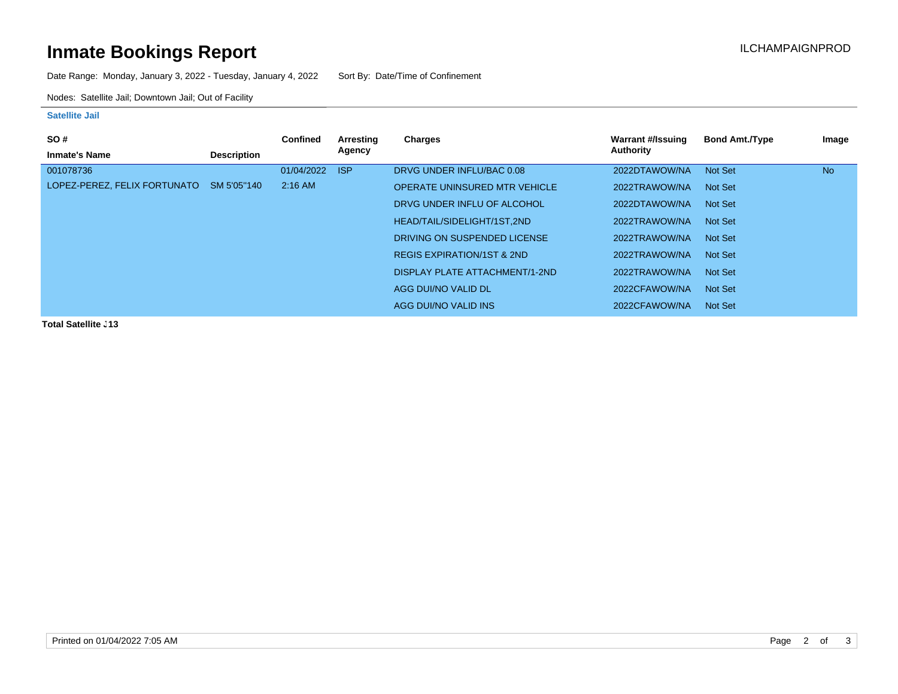# Inmate Bookings Report

ILCHAMPAIGNPROD

Date Range: Monday, January 3, 2022 - Tuesday, January 4, 2022    Sort By: Date/Time of Confinement

Nodes: Satellite Jail; Downtown Jail; Out of Facility

### Satellite Jail

| SO # / Inmate's Name | Description | Confined | Arresting Agency | Charges | Warrant #/Issuing Authority | Bond Amt./Type | Image |
|---|---|---|---|---|---|---|---|
| 001078736 | | 01/04/2022 | ISP | DRVG UNDER INFLU/BAC 0.08 | 2022DTAWOW/NA | Not Set | No |
| LOPEZ-PEREZ, FELIX FORTUNATO | SM 5'05''140 | 2:16 AM | | OPERATE UNINSURED MTR VEHICLE | 2022TRAWOW/NA | Not Set | |
| | | | | DRVG UNDER INFLU OF ALCOHOL | 2022DTAWOW/NA | Not Set | |
| | | | | HEAD/TAIL/SIDELIGHT/1ST,2ND | 2022TRAWOW/NA | Not Set | |
| | | | | DRIVING ON SUSPENDED LICENSE | 2022TRAWOW/NA | Not Set | |
| | | | | REGIS EXPIRATION/1ST & 2ND | 2022TRAWOW/NA | Not Set | |
| | | | | DISPLAY PLATE ATTACHMENT/1-2ND | 2022TRAWOW/NA | Not Set | |
| | | | | AGG DUI/NO VALID DL | 2022CFAWOW/NA | Not Set | |
| | | | | AGG DUI/NO VALID INS | 2022CFAWOW/NA | Not Set | |

**Total Satellite J13**

Printed on 01/04/2022 7:05 AM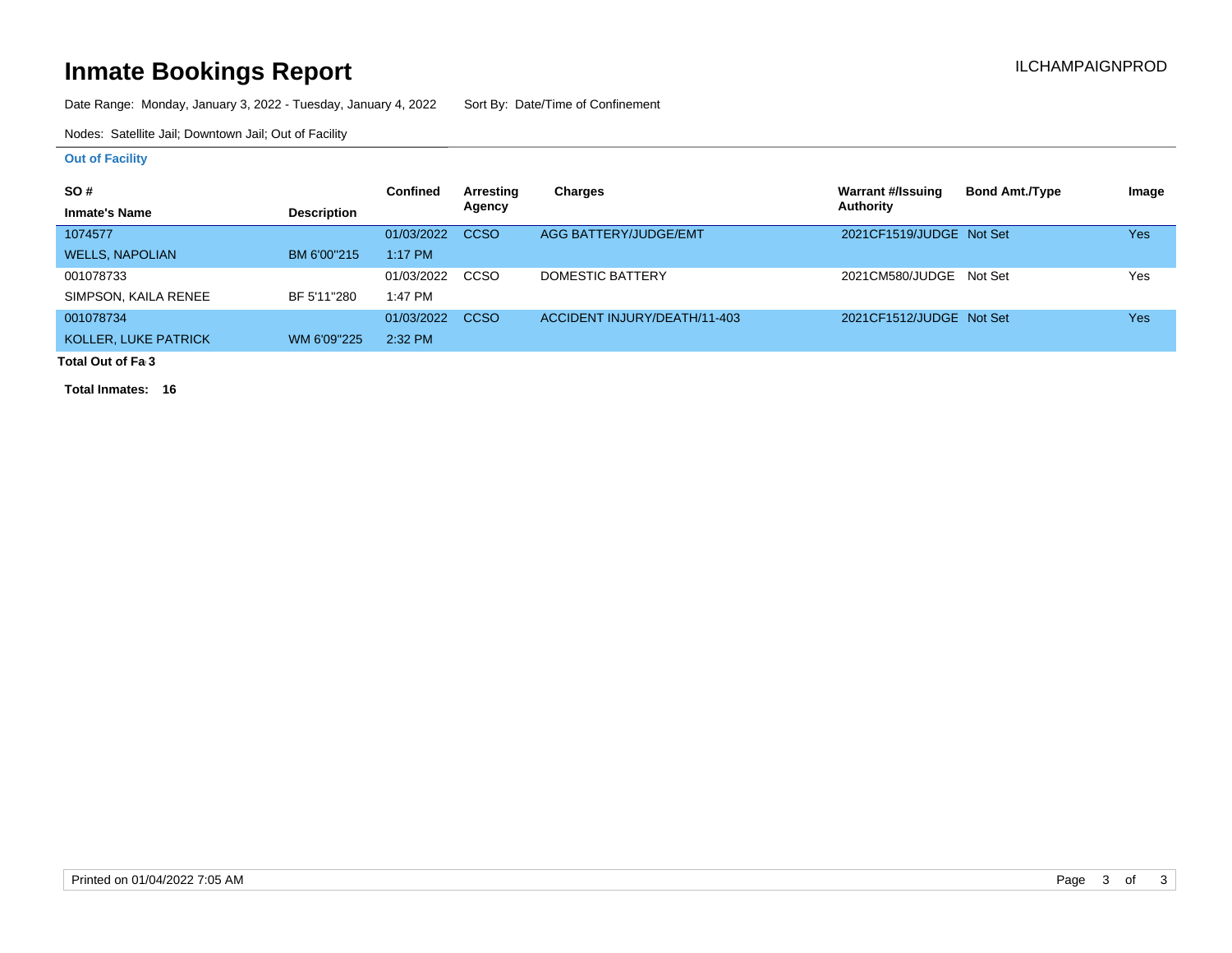# Inmate Bookings Report

ILCHAMPAIGNPROD

Date Range: Monday, January 3, 2022 - Tuesday, January 4, 2022     Sort By: Date/Time of Confinement

Nodes: Satellite Jail; Downtown Jail; Out of Facility

**Out of Facility**

| SO # / Inmate's Name | Description | Confined | Arresting Agency | Charges | Warrant #/Issuing Authority | Bond Amt./Type | Image |
|---|---|---|---|---|---|---|---|
| 1074577<br>WELLS, NAPOLIAN | BM 6'00"215 | 01/03/2022<br>1:17 PM | CCSO | AGG BATTERY/JUDGE/EMT | 2021CF1519/JUDGE | Not Set | Yes |
| 001078733<br>SIMPSON, KAILA RENEE | BF 5'11"280 | 01/03/2022<br>1:47 PM | CCSO | DOMESTIC BATTERY | 2021CM580/JUDGE | Not Set | Yes |
| 001078734<br>KOLLER, LUKE PATRICK | WM 6'09"225 | 01/03/2022<br>2:32 PM | CCSO | ACCIDENT INJURY/DEATH/11-403 | 2021CF1512/JUDGE | Not Set | Yes |

**Total Out of Fa 3**

**Total Inmates: 16**

Printed on 01/04/2022 7:05 AM